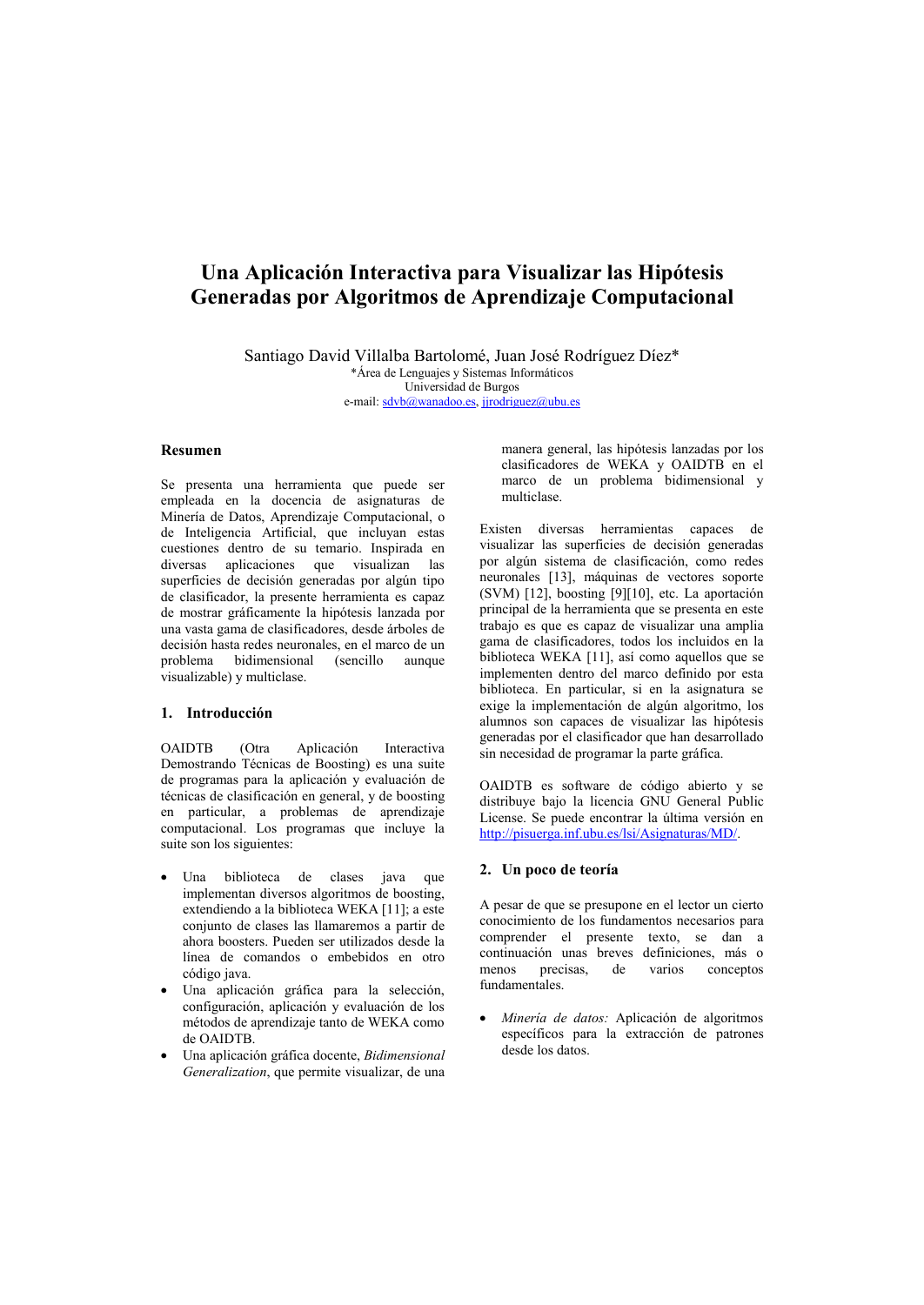# Una Aplicación Interactiva para Visualizar las Hipótesis Generadas por Algoritmos de Aprendizaje Computacional

Santiago David Villalba Bartolomé, Juan José Rodríguez Díez*

*Área de Lenguajes y Sistemas Informáticos
Universidad de Burgos
e-mail: sdvb@wanadoo.es, jjrodriguez@ubu.es

## Resumen

Se presenta una herramienta que puede ser empleada en la docencia de asignaturas de Minería de Datos, Aprendizaje Computacional, o de Inteligencia Artificial, que incluyan estas cuestiones dentro de su temario. Inspirada en diversas aplicaciones que visualizan las superficies de decisión generadas por algún tipo de clasificador, la presente herramienta es capaz de mostrar gráficamente la hipótesis lanzada por una vasta gama de clasificadores, desde árboles de decisión hasta redes neuronales, en el marco de un problema bidimensional (sencillo aunque visualizable) y multiclase.

## 1. Introducción

OAIDTB (Otra Aplicación Interactiva Demostrando Técnicas de Boosting) es una suite de programas para la aplicación y evaluación de técnicas de clasificación en general, y de boosting en particular, a problemas de aprendizaje computacional. Los programas que incluye la suite son los siguientes:

- Una biblioteca de clases java que implementan diversos algoritmos de boosting, extendiendo a la biblioteca WEKA [11]; a este conjunto de clases las llamaremos a partir de ahora boosters. Pueden ser utilizados desde la línea de comandos o embebidos en otro código java.
- Una aplicación gráfica para la selección, configuración, aplicación y evaluación de los métodos de aprendizaje tanto de WEKA como de OAIDTB.
- Una aplicación gráfica docente, *Bidimensional Generalization*, que permite visualizar, de una manera general, las hipótesis lanzadas por los clasificadores de WEKA y OAIDTB en el marco de un problema bidimensional y multiclase.

Existen diversas herramientas capaces de visualizar las superficies de decisión generadas por algún sistema de clasificación, como redes neuronales [13], máquinas de vectores soporte (SVM) [12], boosting [9][10], etc. La aportación principal de la herramienta que se presenta en este trabajo es que es capaz de visualizar una amplia gama de clasificadores, todos los incluidos en la biblioteca WEKA [11], así como aquellos que se implementen dentro del marco definido por esta biblioteca. En particular, si en la asignatura se exige la implementación de algún algoritmo, los alumnos son capaces de visualizar las hipótesis generadas por el clasificador que han desarrollado sin necesidad de programar la parte gráfica.

OAIDTB es software de código abierto y se distribuye bajo la licencia GNU General Public License. Se puede encontrar la última versión en http://pisuerga.inf.ubu.es/lsi/Asignaturas/MD/.

## 2. Un poco de teoría

A pesar de que se presupone en el lector un cierto conocimiento de los fundamentos necesarios para comprender el presente texto, se dan a continuación unas breves definiciones, más o menos precisas, de varios conceptos fundamentales.

- *Minería de datos:* Aplicación de algoritmos específicos para la extracción de patrones desde los datos.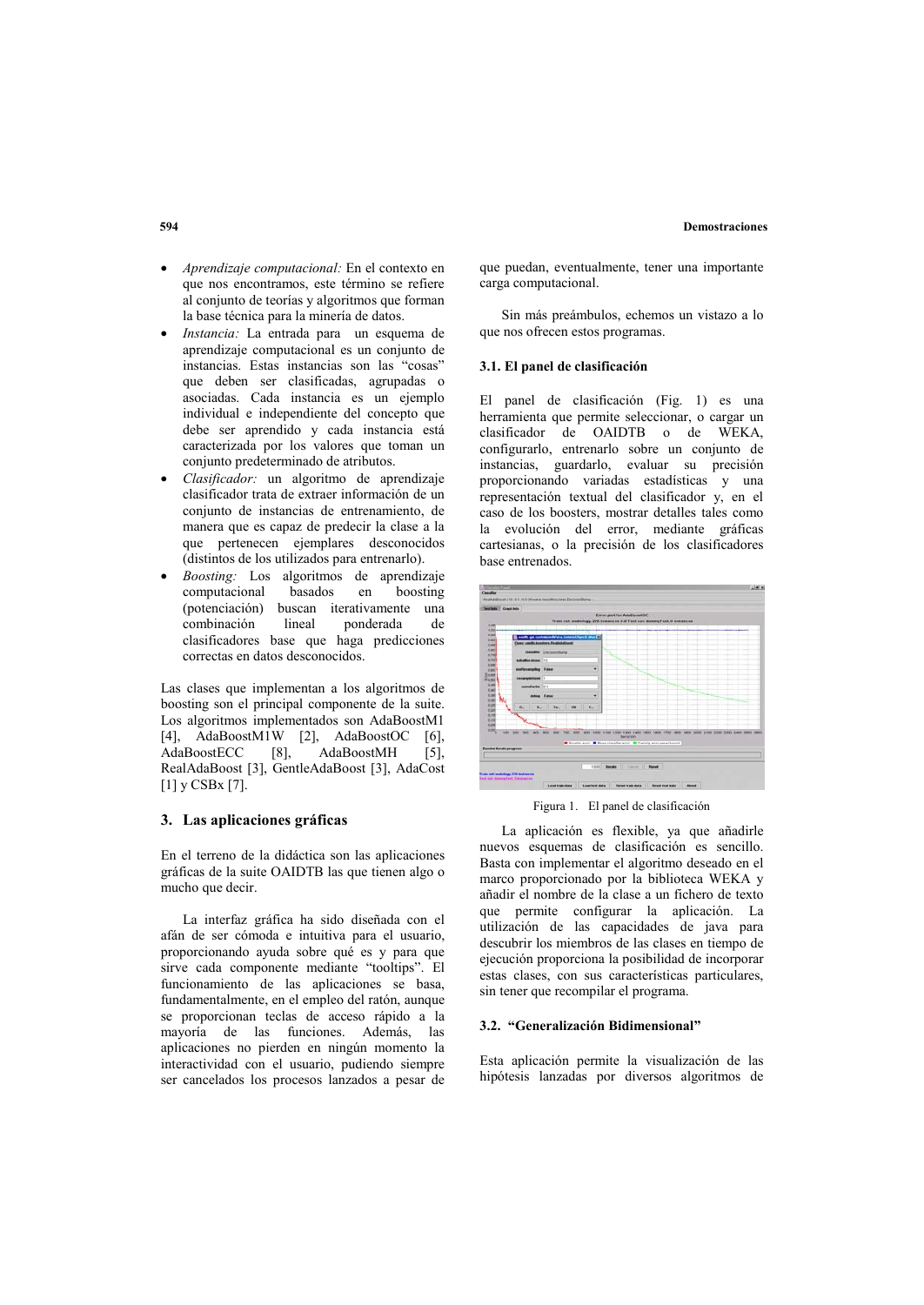- *Aprendizaje computacional:* En el contexto en que nos encontramos, este término se refiere al conjunto de teorías y algoritmos que forman la base técnica para la minería de datos.
- *Instancia:* La entrada para un esquema de aprendizaje computacional es un conjunto de instancias. Estas instancias son las "cosas" que deben ser clasificadas, agrupadas o asociadas. Cada instancia es un ejemplo individual e independiente del concepto que debe ser aprendido y cada instancia está caracterizada por los valores que toman un conjunto predeterminado de atributos.
- *Clasificador:* un algoritmo de aprendizaje clasificador trata de extraer información de un conjunto de instancias de entrenamiento, de manera que es capaz de predecir la clase a la que pertenecen ejemplares desconocidos (distintos de los utilizados para entrenarlo).
- *Boosting:* Los algoritmos de aprendizaje computacional basados en boosting (potenciación) buscan iterativamente una combinación lineal ponderada de clasificadores base que haga predicciones correctas en datos desconocidos.

Las clases que implementan a los algoritmos de boosting son el principal componente de la suite. Los algoritmos implementados son AdaBoostM1 [4], AdaBoostM1W [2], AdaBoostOC [6], AdaBoostECC [8], AdaBoostMH [5], RealAdaBoost [3], GentleAdaBoost [3], AdaCost [1] y CSBx [7].

## 3. Las aplicaciones gráficas

En el terreno de la didáctica son las aplicaciones gráficas de la suite OAIDTB las que tienen algo o mucho que decir.

La interfaz gráfica ha sido diseñada con el afán de ser cómoda e intuitiva para el usuario, proporcionando ayuda sobre qué es y para que sirve cada componente mediante "tooltips". El funcionamiento de las aplicaciones se basa, fundamentalmente, en el empleo del ratón, aunque se proporcionan teclas de acceso rápido a la mayoría de las funciones. Además, las aplicaciones no pierden en ningún momento la interactividad con el usuario, pudiendo siempre ser cancelados los procesos lanzados a pesar de que puedan, eventualmente, tener una importante carga computacional.

Sin más preámbulos, echemos un vistazo a lo que nos ofrecen estos programas.

### 3.1. El panel de clasificación

El panel de clasificación (Fig. 1) es una herramienta que permite seleccionar, o cargar un clasificador de OAIDTB o de WEKA, configurarlo, entrenarlo sobre un conjunto de instancias, guardarlo, evaluar su precisión proporcionando variadas estadísticas y una representación textual del clasificador y, en el caso de los boosters, mostrar detalles tales como la evolución del error, mediante gráficas cartesianas, o la precisión de los clasificadores base entrenados.

Figura 1. El panel de clasificación

La aplicación es flexible, ya que añadirle nuevos esquemas de clasificación es sencillo. Basta con implementar el algoritmo deseado en el marco proporcionado por la biblioteca WEKA y añadir el nombre de la clase a un fichero de texto que permite configurar la aplicación. La utilización de las capacidades de java para descubrir los miembros de las clases en tiempo de ejecución proporciona la posibilidad de incorporar estas clases, con sus características particulares, sin tener que recompilar el programa.

### 3.2. "Generalización Bidimensional"

Esta aplicación permite la visualización de las hipótesis lanzadas por diversos algoritmos de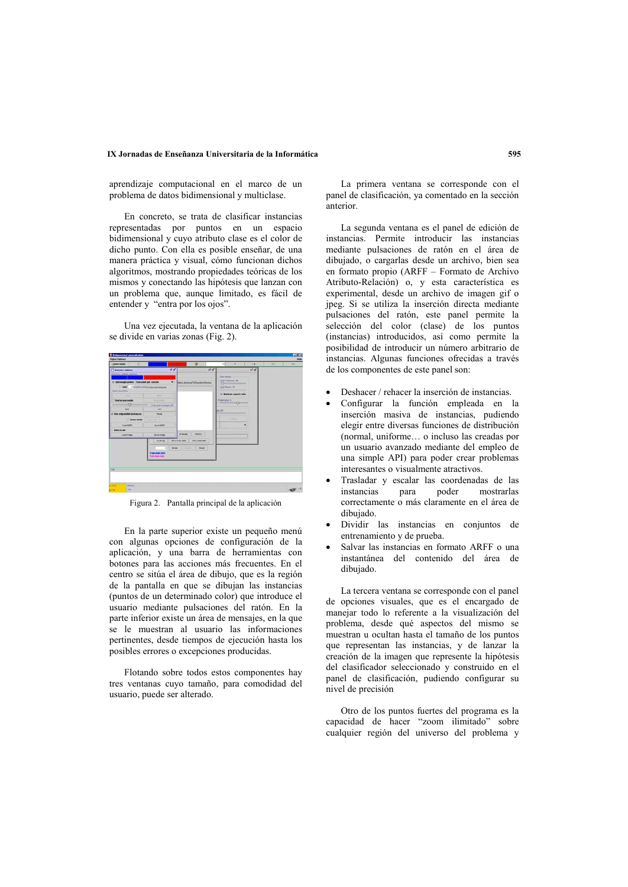aprendizaje computacional en el marco de un problema de datos bidimensional y multiclase.

En concreto, se trata de clasificar instancias representadas por puntos en un espacio bidimensional y cuyo atributo clase es el color de dicho punto. Con ella es posible enseñar, de una manera práctica y visual, cómo funcionan dichos algoritmos, mostrando propiedades teóricas de los mismos y conectando las hipótesis que lanzan con un problema que, aunque limitado, es fácil de entender y "entra por los ojos".

Una vez ejecutada, la ventana de la aplicación se divide en varias zonas (Fig. 2).

Figura 2. Pantalla principal de la aplicación

En la parte superior existe un pequeño menú con algunas opciones de configuración de la aplicación, y una barra de herramientas con botones para las acciones más frecuentes. En el centro se sitúa el área de dibujo, que es la región de la pantalla en que se dibujan las instancias (puntos de un determinado color) que introduce el usuario mediante pulsaciones del ratón. En la parte inferior existe un área de mensajes, en la que se le muestran al usuario las informaciones pertinentes, desde tiempos de ejecución hasta los posibles errores o excepciones producidas.

Flotando sobre todos estos componentes hay tres ventanas cuyo tamaño, para comodidad del usuario, puede ser alterado.

La primera ventana se corresponde con el panel de clasificación, ya comentado en la sección anterior.

La segunda ventana es el panel de edición de instancias. Permite introducir las instancias mediante pulsaciones de ratón en el área de dibujado, o cargarlas desde un archivo, bien sea en formato propio (ARFF – Formato de Archivo Atributo-Relación) o, y esta característica es experimental, desde un archivo de imagen gif o jpeg. Si se utiliza la inserción directa mediante pulsaciones del ratón, este panel permite la selección del color (clase) de los puntos (instancias) introducidos, así como permite la posibilidad de introducir un número arbitrario de instancias. Algunas funciones ofrecidas a través de los componentes de este panel son:

- Deshacer / rehacer la inserción de instancias.
- Configurar la función empleada en la inserción masiva de instancias, pudiendo elegir entre diversas funciones de distribución (normal, uniforme… o incluso las creadas por un usuario avanzado mediante del empleo de una simple API) para poder crear problemas interesantes o visualmente atractivos.
- Trasladar y escalar las coordenadas de las instancias para poder mostrarlas correctamente o más claramente en el área de dibujado.
- Dividir las instancias en conjuntos de entrenamiento y de prueba.
- Salvar las instancias en formato ARFF o una instantánea del contenido del área de dibujado.

La tercera ventana se corresponde con el panel de opciones visuales, que es el encargado de manejar todo lo referente a la visualización del problema, desde qué aspectos del mismo se muestran u ocultan hasta el tamaño de los puntos que representan las instancias, y de lanzar la creación de la imagen que represente la hipótesis del clasificador seleccionado y construido en el panel de clasificación, pudiendo configurar su nivel de precisión

Otro de los puntos fuertes del programa es la capacidad de hacer "zoom ilimitado" sobre cualquier región del universo del problema y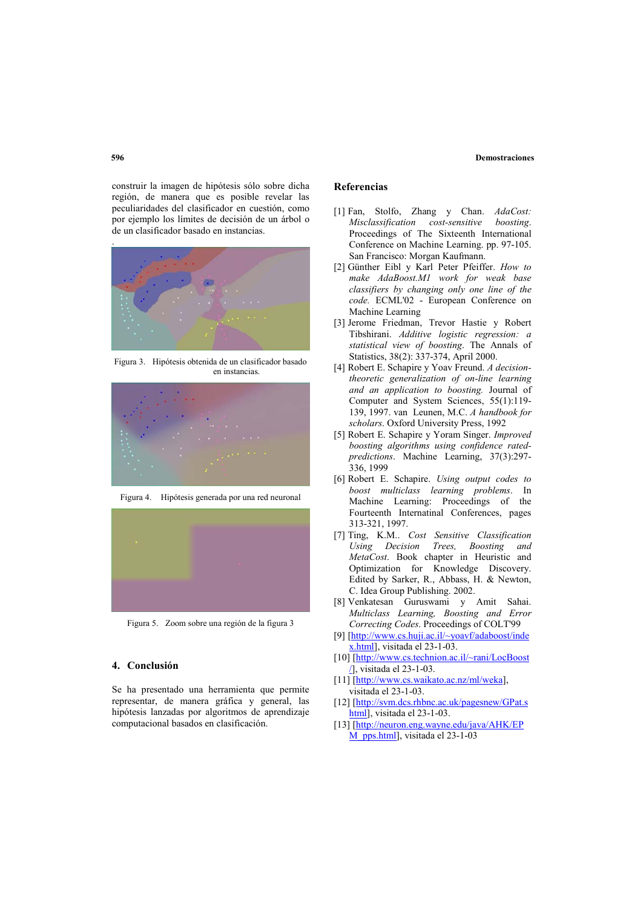construir la imagen de hipótesis sólo sobre dicha región, de manera que es posible revelar las peculiaridades del clasificador en cuestión, como por ejemplo los límites de decisión de un árbol o de un clasificador basado en instancias.

.

Figura 3. Hipótesis obtenida de un clasificador basado en instancias.

Figura 4. Hipótesis generada por una red neuronal

Figura 5. Zoom sobre una región de la figura 3

## 4. Conclusión

Se ha presentado una herramienta que permite representar, de manera gráfica y general, las hipótesis lanzadas por algoritmos de aprendizaje computacional basados en clasificación.

## Referencias

[1] Fan, Stolfo, Zhang y Chan. *AdaCost: Misclassification cost-sensitive boosting*. Proceedings of The Sixteenth International Conference on Machine Learning. pp. 97-105. San Francisco: Morgan Kaufmann.

[2] Günther Eibl y Karl Peter Pfeiffer. *How to make AdaBoost.M1 work for weak base classifiers by changing only one line of the code.* ECML'02 - European Conference on Machine Learning

[3] Jerome Friedman, Trevor Hastie y Robert Tibshirani. *Additive logistic regression: a statistical view of boosting*. The Annals of Statistics, 38(2): 337-374, April 2000.

[4] Robert E. Schapire y Yoav Freund. *A decision-theoretic generalization of on-line learning and an application to boosting.* Journal of Computer and System Sciences, 55(1):119-139, 1997. van Leunen, M.C. *A handbook for scholars*. Oxford University Press, 1992

[5] Robert E. Schapire y Yoram Singer. *Improved boosting algorithms using confidence rated-predictions*. Machine Learning, 37(3):297-336, 1999

[6] Robert E. Schapire. *Using output codes to boost multiclass learning problems*. In Machine Learning: Proceedings of the Fourteenth International Conferences, pages 313-321, 1997.

[7] Ting, K.M.. *Cost Sensitive Classification Using Decision Trees, Boosting and MetaCost*. Book chapter in Heuristic and Optimization for Knowledge Discovery. Edited by Sarker, R., Abbass, H. & Newton, C. Idea Group Publishing. 2002.

[8] Venkatesan Guruswami y Amit Sahai. *Multiclass Learning, Boosting and Error Correcting Codes*. Proceedings of COLT'99

[9] [http://www.cs.huji.ac.il/~yoavf/adaboost/index.html], visitada el 23-1-03.

[10] [http://www.cs.technion.ac.il/~rani/LocBoost/], visitada el 23-1-03.

[11] [http://www.cs.waikato.ac.nz/ml/weka], visitada el 23-1-03.

[12] [http://svm.dcs.rhbnc.ac.uk/pagesnew/GPat.shtml], visitada el 23-1-03.

[13] [http://neuron.eng.wayne.edu/java/AHK/EPM_pps.html], visitada el 23-1-03